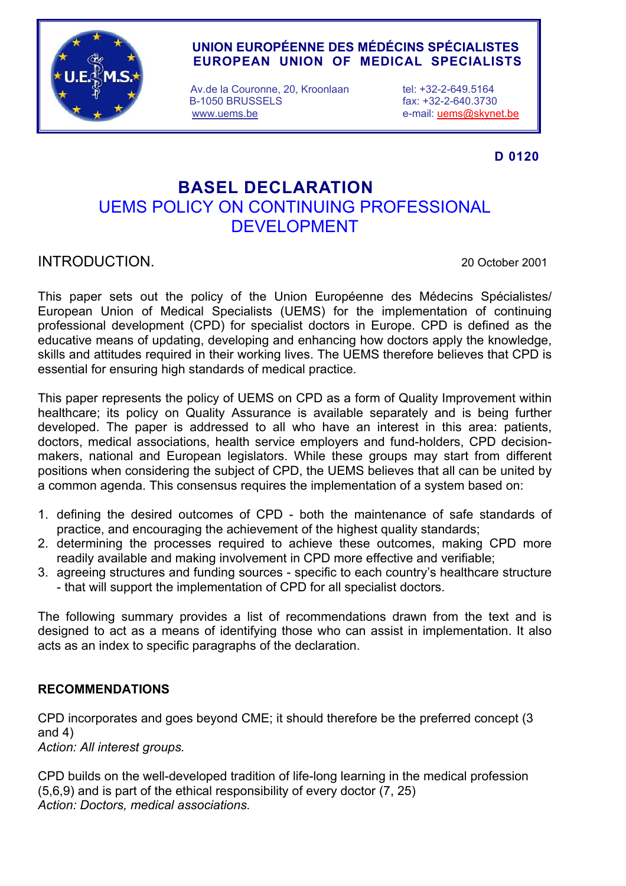**UNION EUROPÉENNE DES MÉDÉCINS SPÉCIALISTES**
**EUROPEAN UNION OF MEDICAL SPECIALISTS**

Av.de la Couronne, 20, Kroonlaan
B-1050 BRUSSELS
www.uems.be

tel: +32-2-649.5164
fax: +32-2-640.3730
e-mail: uems@skynet.be

**D 0120**

# BASEL DECLARATION

## UEMS POLICY ON CONTINUING PROFESSIONAL DEVELOPMENT

## INTRODUCTION.

20 October 2001

This paper sets out the policy of the Union Européenne des Médecins Spécialistes/ European Union of Medical Specialists (UEMS) for the implementation of continuing professional development (CPD) for specialist doctors in Europe. CPD is defined as the educative means of updating, developing and enhancing how doctors apply the knowledge, skills and attitudes required in their working lives. The UEMS therefore believes that CPD is essential for ensuring high standards of medical practice.

This paper represents the policy of UEMS on CPD as a form of Quality Improvement within healthcare; its policy on Quality Assurance is available separately and is being further developed. The paper is addressed to all who have an interest in this area: patients, doctors, medical associations, health service employers and fund-holders, CPD decision-makers, national and European legislators. While these groups may start from different positions when considering the subject of CPD, the UEMS believes that all can be united by a common agenda. This consensus requires the implementation of a system based on:

1. defining the desired outcomes of CPD - both the maintenance of safe standards of practice, and encouraging the achievement of the highest quality standards;
2. determining the processes required to achieve these outcomes, making CPD more readily available and making involvement in CPD more effective and verifiable;
3. agreeing structures and funding sources - specific to each country's healthcare structure - that will support the implementation of CPD for all specialist doctors.

The following summary provides a list of recommendations drawn from the text and is designed to act as a means of identifying those who can assist in implementation. It also acts as an index to specific paragraphs of the declaration.

**RECOMMENDATIONS**

CPD incorporates and goes beyond CME; it should therefore be the preferred concept (3 and 4)
*Action: All interest groups.*

CPD builds on the well-developed tradition of life-long learning in the medical profession (5,6,9) and is part of the ethical responsibility of every doctor (7, 25)
*Action: Doctors, medical associations.*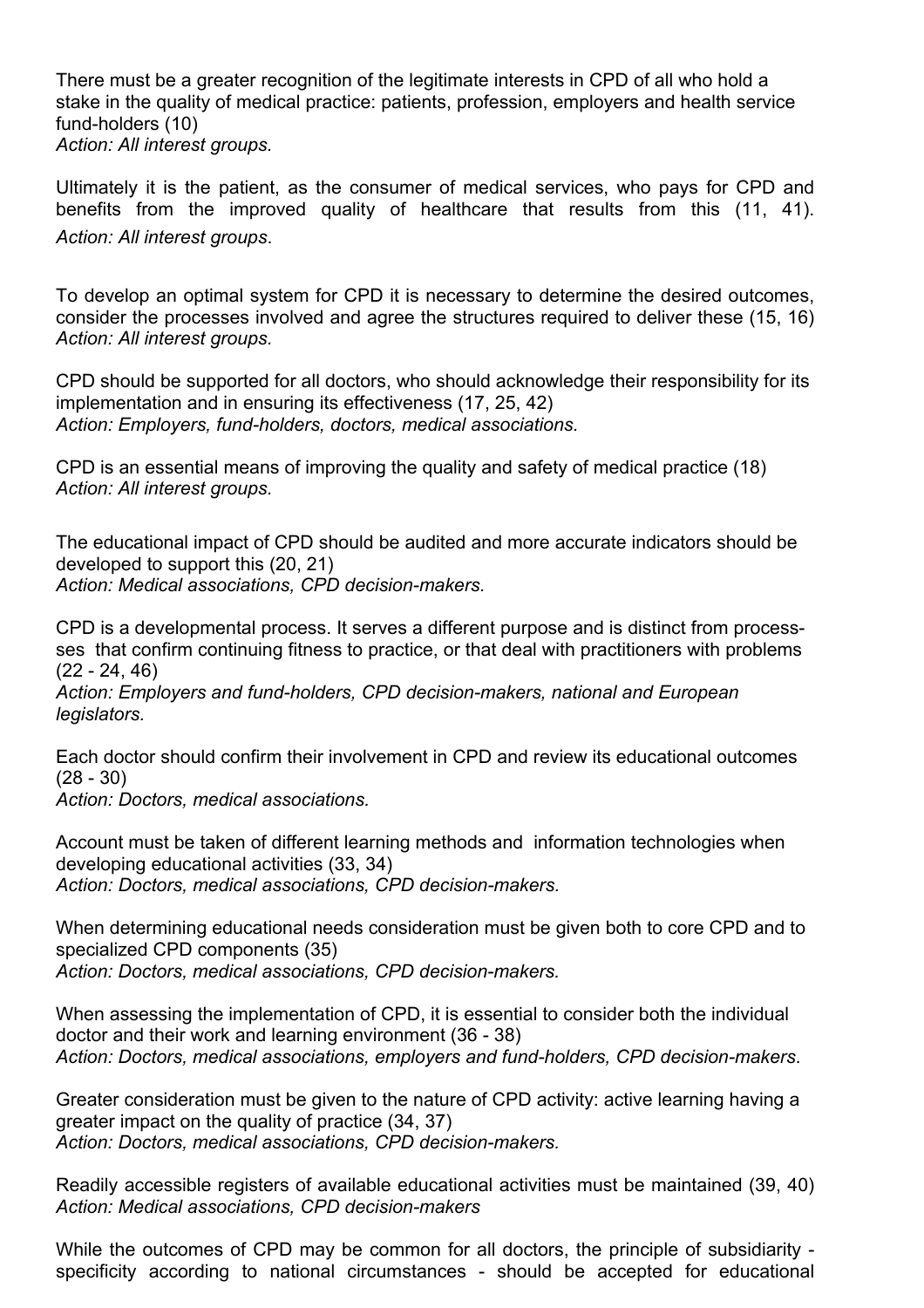There must be a greater recognition of the legitimate interests in CPD of all who hold a stake in the quality of medical practice: patients, profession, employers and health service fund-holders (10)
*Action: All interest groups.*

Ultimately it is the patient, as the consumer of medical services, who pays for CPD and benefits from the improved quality of healthcare that results from this (11, 41).
*Action: All interest groups*.

To develop an optimal system for CPD it is necessary to determine the desired outcomes, consider the processes involved and agree the structures required to deliver these (15, 16)
*Action: All interest groups.*

CPD should be supported for all doctors, who should acknowledge their responsibility for its implementation and in ensuring its effectiveness (17, 25, 42)
*Action: Employers, fund-holders, doctors, medical associations*.

CPD is an essential means of improving the quality and safety of medical practice (18)
*Action: All interest groups.*

The educational impact of CPD should be audited and more accurate indicators should be developed to support this (20, 21)
*Action: Medical associations, CPD decision-makers.*

CPD is a developmental process. It serves a different purpose and is distinct from processses that confirm continuing fitness to practice, or that deal with practitioners with problems (22 - 24, 46)
*Action: Employers and fund-holders, CPD decision-makers, national and European legislators.*

Each doctor should confirm their involvement in CPD and review its educational outcomes (28 - 30)
*Action: Doctors, medical associations.*

Account must be taken of different learning methods and information technologies when developing educational activities (33, 34)
*Action: Doctors, medical associations, CPD decision-makers.*

When determining educational needs consideration must be given both to core CPD and to specialized CPD components (35)
*Action: Doctors, medical associations, CPD decision-makers.*

When assessing the implementation of CPD, it is essential to consider both the individual doctor and their work and learning environment (36 - 38)
*Action: Doctors, medical associations, employers and fund-holders, CPD decision-makers*.

Greater consideration must be given to the nature of CPD activity: active learning having a greater impact on the quality of practice (34, 37)
*Action: Doctors, medical associations, CPD decision-makers.*

Readily accessible registers of available educational activities must be maintained (39, 40)
*Action: Medical associations, CPD decision-makers*

While the outcomes of CPD may be common for all doctors, the principle of subsidiarity - specificity according to national circumstances - should be accepted for educational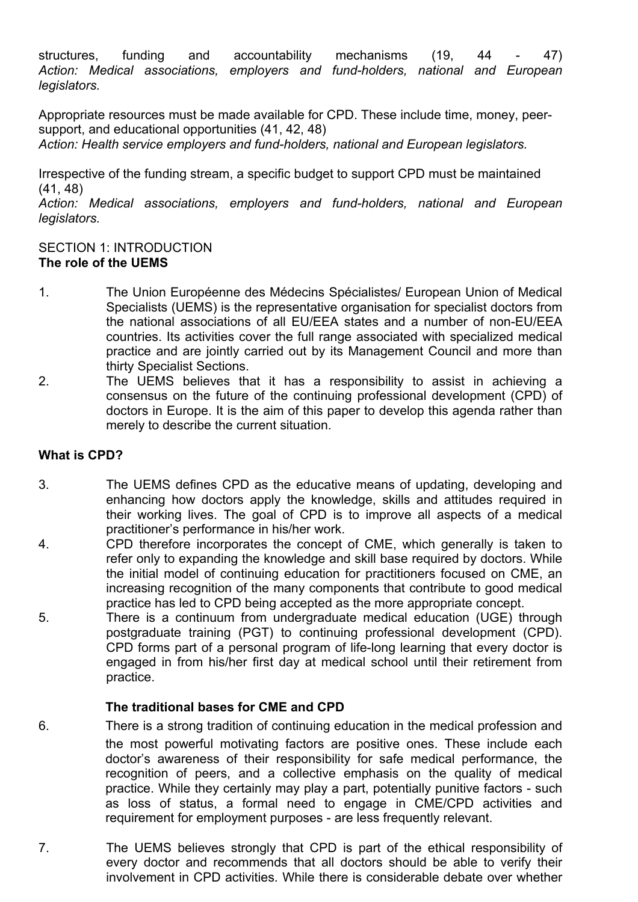structures, funding and accountability mechanisms (19, 44 - 47)
*Action: Medical associations, employers and fund-holders, national and European legislators.*

Appropriate resources must be made available for CPD. These include time, money, peer-support, and educational opportunities (41, 42, 48)
*Action: Health service employers and fund-holders, national and European legislators.*

Irrespective of the funding stream, a specific budget to support CPD must be maintained (41, 48)
*Action: Medical associations, employers and fund-holders, national and European legislators.*

SECTION 1: INTRODUCTION

**The role of the UEMS**

1. The Union Européenne des Médecins Spécialistes/ European Union of Medical Specialists (UEMS) is the representative organisation for specialist doctors from the national associations of all EU/EEA states and a number of non-EU/EEA countries. Its activities cover the full range associated with specialized medical practice and are jointly carried out by its Management Council and more than thirty Specialist Sections.
2. The UEMS believes that it has a responsibility to assist in achieving a consensus on the future of the continuing professional development (CPD) of doctors in Europe. It is the aim of this paper to develop this agenda rather than merely to describe the current situation.

**What is CPD?**

3. The UEMS defines CPD as the educative means of updating, developing and enhancing how doctors apply the knowledge, skills and attitudes required in their working lives. The goal of CPD is to improve all aspects of a medical practitioner's performance in his/her work.
4. CPD therefore incorporates the concept of CME, which generally is taken to refer only to expanding the knowledge and skill base required by doctors. While the initial model of continuing education for practitioners focused on CME, an increasing recognition of the many components that contribute to good medical practice has led to CPD being accepted as the more appropriate concept.
5. There is a continuum from undergraduate medical education (UGE) through postgraduate training (PGT) to continuing professional development (CPD). CPD forms part of a personal program of life-long learning that every doctor is engaged in from his/her first day at medical school until their retirement from practice.

**The traditional bases for CME and CPD**

6. There is a strong tradition of continuing education in the medical profession and the most powerful motivating factors are positive ones. These include each doctor's awareness of their responsibility for safe medical performance, the recognition of peers, and a collective emphasis on the quality of medical practice. While they certainly may play a part, potentially punitive factors - such as loss of status, a formal need to engage in CME/CPD activities and requirement for employment purposes - are less frequently relevant.
7. The UEMS believes strongly that CPD is part of the ethical responsibility of every doctor and recommends that all doctors should be able to verify their involvement in CPD activities. While there is considerable debate over whether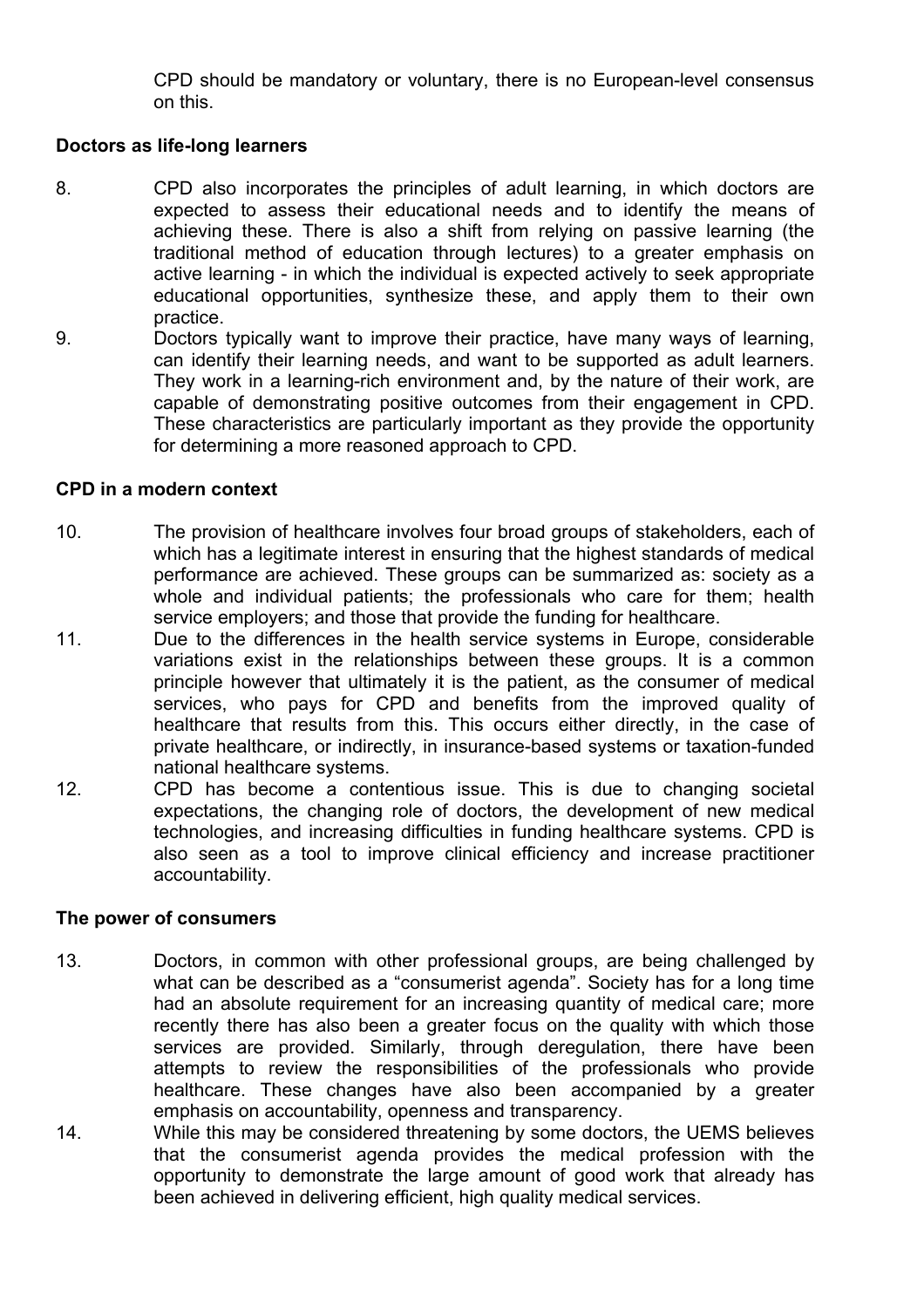CPD should be mandatory or voluntary, there is no European-level consensus on this.

**Doctors as life-long learners**

8. CPD also incorporates the principles of adult learning, in which doctors are expected to assess their educational needs and to identify the means of achieving these. There is also a shift from relying on passive learning (the traditional method of education through lectures) to a greater emphasis on active learning - in which the individual is expected actively to seek appropriate educational opportunities, synthesize these, and apply them to their own practice.

9. Doctors typically want to improve their practice, have many ways of learning, can identify their learning needs, and want to be supported as adult learners. They work in a learning-rich environment and, by the nature of their work, are capable of demonstrating positive outcomes from their engagement in CPD. These characteristics are particularly important as they provide the opportunity for determining a more reasoned approach to CPD.

**CPD in a modern context**

10. The provision of healthcare involves four broad groups of stakeholders, each of which has a legitimate interest in ensuring that the highest standards of medical performance are achieved. These groups can be summarized as: society as a whole and individual patients; the professionals who care for them; health service employers; and those that provide the funding for healthcare.

11. Due to the differences in the health service systems in Europe, considerable variations exist in the relationships between these groups. It is a common principle however that ultimately it is the patient, as the consumer of medical services, who pays for CPD and benefits from the improved quality of healthcare that results from this. This occurs either directly, in the case of private healthcare, or indirectly, in insurance-based systems or taxation-funded national healthcare systems.

12. CPD has become a contentious issue. This is due to changing societal expectations, the changing role of doctors, the development of new medical technologies, and increasing difficulties in funding healthcare systems. CPD is also seen as a tool to improve clinical efficiency and increase practitioner accountability.

**The power of consumers**

13. Doctors, in common with other professional groups, are being challenged by what can be described as a "consumerist agenda". Society has for a long time had an absolute requirement for an increasing quantity of medical care; more recently there has also been a greater focus on the quality with which those services are provided. Similarly, through deregulation, there have been attempts to review the responsibilities of the professionals who provide healthcare. These changes have also been accompanied by a greater emphasis on accountability, openness and transparency.

14. While this may be considered threatening by some doctors, the UEMS believes that the consumerist agenda provides the medical profession with the opportunity to demonstrate the large amount of good work that already has been achieved in delivering efficient, high quality medical services.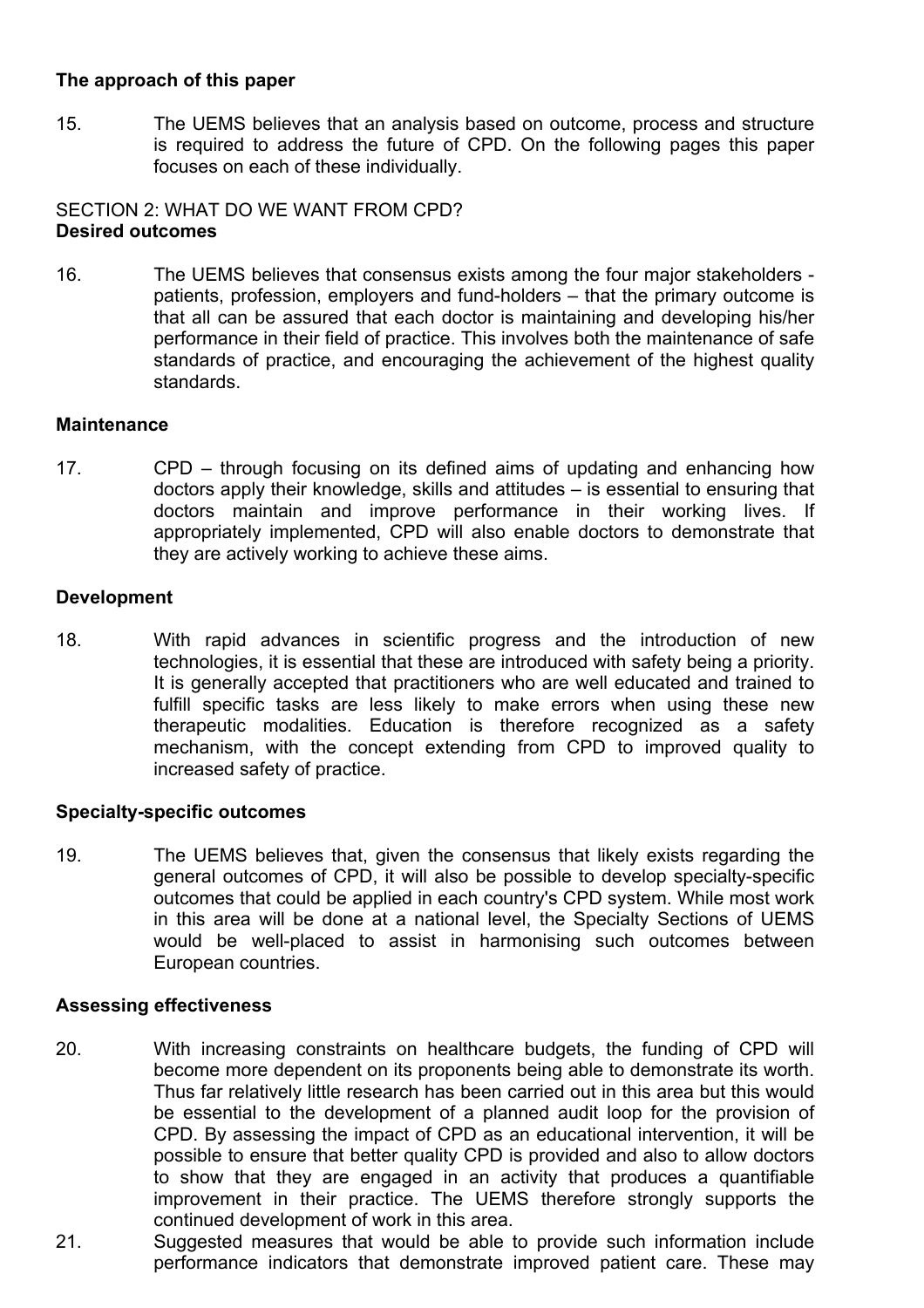**The approach of this paper**

15. The UEMS believes that an analysis based on outcome, process and structure is required to address the future of CPD. On the following pages this paper focuses on each of these individually.

SECTION 2: WHAT DO WE WANT FROM CPD?
**Desired outcomes**

16. The UEMS believes that consensus exists among the four major stakeholders - patients, profession, employers and fund-holders – that the primary outcome is that all can be assured that each doctor is maintaining and developing his/her performance in their field of practice. This involves both the maintenance of safe standards of practice, and encouraging the achievement of the highest quality standards.

**Maintenance**

17. CPD – through focusing on its defined aims of updating and enhancing how doctors apply their knowledge, skills and attitudes – is essential to ensuring that doctors maintain and improve performance in their working lives. If appropriately implemented, CPD will also enable doctors to demonstrate that they are actively working to achieve these aims.

**Development**

18. With rapid advances in scientific progress and the introduction of new technologies, it is essential that these are introduced with safety being a priority. It is generally accepted that practitioners who are well educated and trained to fulfill specific tasks are less likely to make errors when using these new therapeutic modalities. Education is therefore recognized as a safety mechanism, with the concept extending from CPD to improved quality to increased safety of practice.

**Specialty-specific outcomes**

19. The UEMS believes that, given the consensus that likely exists regarding the general outcomes of CPD, it will also be possible to develop specialty-specific outcomes that could be applied in each country's CPD system. While most work in this area will be done at a national level, the Specialty Sections of UEMS would be well-placed to assist in harmonising such outcomes between European countries.

**Assessing effectiveness**

20. With increasing constraints on healthcare budgets, the funding of CPD will become more dependent on its proponents being able to demonstrate its worth. Thus far relatively little research has been carried out in this area but this would be essential to the development of a planned audit loop for the provision of CPD. By assessing the impact of CPD as an educational intervention, it will be possible to ensure that better quality CPD is provided and also to allow doctors to show that they are engaged in an activity that produces a quantifiable improvement in their practice. The UEMS therefore strongly supports the continued development of work in this area.

21. Suggested measures that would be able to provide such information include performance indicators that demonstrate improved patient care. These may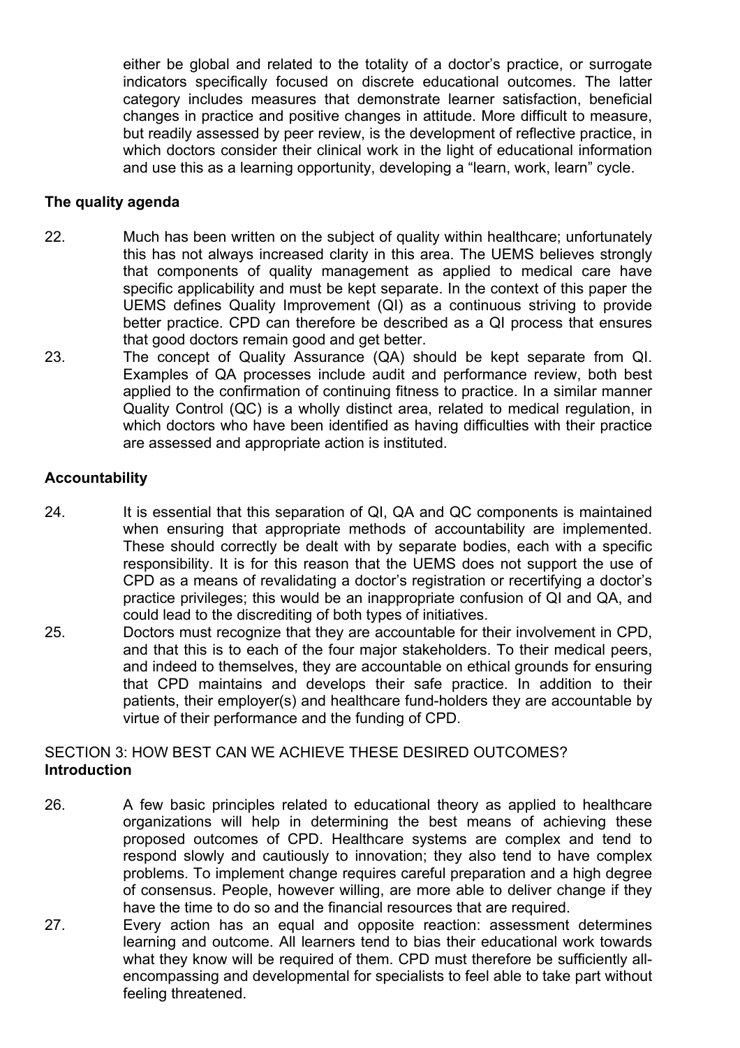either be global and related to the totality of a doctor's practice, or surrogate indicators specifically focused on discrete educational outcomes. The latter category includes measures that demonstrate learner satisfaction, beneficial changes in practice and positive changes in attitude. More difficult to measure, but readily assessed by peer review, is the development of reflective practice, in which doctors consider their clinical work in the light of educational information and use this as a learning opportunity, developing a "learn, work, learn" cycle.

**The quality agenda**

22. Much has been written on the subject of quality within healthcare; unfortunately this has not always increased clarity in this area. The UEMS believes strongly that components of quality management as applied to medical care have specific applicability and must be kept separate. In the context of this paper the UEMS defines Quality Improvement (QI) as a continuous striving to provide better practice. CPD can therefore be described as a QI process that ensures that good doctors remain good and get better.

23. The concept of Quality Assurance (QA) should be kept separate from QI. Examples of QA processes include audit and performance review, both best applied to the confirmation of continuing fitness to practice. In a similar manner Quality Control (QC) is a wholly distinct area, related to medical regulation, in which doctors who have been identified as having difficulties with their practice are assessed and appropriate action is instituted.

**Accountability**

24. It is essential that this separation of QI, QA and QC components is maintained when ensuring that appropriate methods of accountability are implemented. These should correctly be dealt with by separate bodies, each with a specific responsibility. It is for this reason that the UEMS does not support the use of CPD as a means of revalidating a doctor's registration or recertifying a doctor's practice privileges; this would be an inappropriate confusion of QI and QA, and could lead to the discrediting of both types of initiatives.

25. Doctors must recognize that they are accountable for their involvement in CPD, and that this is to each of the four major stakeholders. To their medical peers, and indeed to themselves, they are accountable on ethical grounds for ensuring that CPD maintains and develops their safe practice. In addition to their patients, their employer(s) and healthcare fund-holders they are accountable by virtue of their performance and the funding of CPD.

SECTION 3: HOW BEST CAN WE ACHIEVE THESE DESIRED OUTCOMES?

**Introduction**

26. A few basic principles related to educational theory as applied to healthcare organizations will help in determining the best means of achieving these proposed outcomes of CPD. Healthcare systems are complex and tend to respond slowly and cautiously to innovation; they also tend to have complex problems. To implement change requires careful preparation and a high degree of consensus. People, however willing, are more able to deliver change if they have the time to do so and the financial resources that are required.

27. Every action has an equal and opposite reaction: assessment determines learning and outcome. All learners tend to bias their educational work towards what they know will be required of them. CPD must therefore be sufficiently all-encompassing and developmental for specialists to feel able to take part without feeling threatened.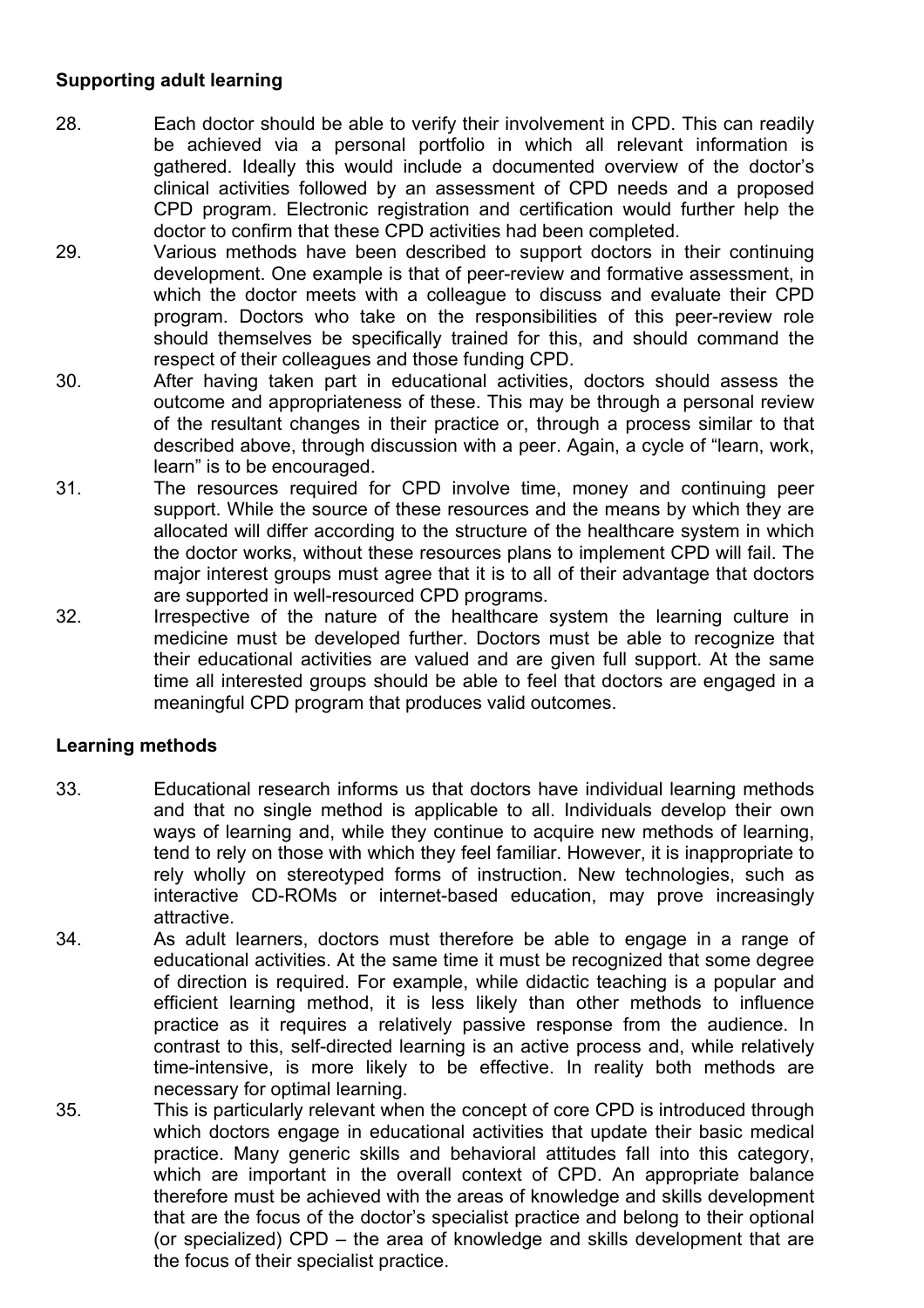## Supporting adult learning

28. Each doctor should be able to verify their involvement in CPD. This can readily be achieved via a personal portfolio in which all relevant information is gathered. Ideally this would include a documented overview of the doctor's clinical activities followed by an assessment of CPD needs and a proposed CPD program. Electronic registration and certification would further help the doctor to confirm that these CPD activities had been completed.

29. Various methods have been described to support doctors in their continuing development. One example is that of peer-review and formative assessment, in which the doctor meets with a colleague to discuss and evaluate their CPD program. Doctors who take on the responsibilities of this peer-review role should themselves be specifically trained for this, and should command the respect of their colleagues and those funding CPD.

30. After having taken part in educational activities, doctors should assess the outcome and appropriateness of these. This may be through a personal review of the resultant changes in their practice or, through a process similar to that described above, through discussion with a peer. Again, a cycle of "learn, work, learn" is to be encouraged.

31. The resources required for CPD involve time, money and continuing peer support. While the source of these resources and the means by which they are allocated will differ according to the structure of the healthcare system in which the doctor works, without these resources plans to implement CPD will fail. The major interest groups must agree that it is to all of their advantage that doctors are supported in well-resourced CPD programs.

32. Irrespective of the nature of the healthcare system the learning culture in medicine must be developed further. Doctors must be able to recognize that their educational activities are valued and are given full support. At the same time all interested groups should be able to feel that doctors are engaged in a meaningful CPD program that produces valid outcomes.

## Learning methods

33. Educational research informs us that doctors have individual learning methods and that no single method is applicable to all. Individuals develop their own ways of learning and, while they continue to acquire new methods of learning, tend to rely on those with which they feel familiar. However, it is inappropriate to rely wholly on stereotyped forms of instruction. New technologies, such as interactive CD-ROMs or internet-based education, may prove increasingly attractive.

34. As adult learners, doctors must therefore be able to engage in a range of educational activities. At the same time it must be recognized that some degree of direction is required. For example, while didactic teaching is a popular and efficient learning method, it is less likely than other methods to influence practice as it requires a relatively passive response from the audience. In contrast to this, self-directed learning is an active process and, while relatively time-intensive, is more likely to be effective. In reality both methods are necessary for optimal learning.

35. This is particularly relevant when the concept of core CPD is introduced through which doctors engage in educational activities that update their basic medical practice. Many generic skills and behavioral attitudes fall into this category, which are important in the overall context of CPD. An appropriate balance therefore must be achieved with the areas of knowledge and skills development that are the focus of the doctor's specialist practice and belong to their optional (or specialized) CPD – the area of knowledge and skills development that are the focus of their specialist practice.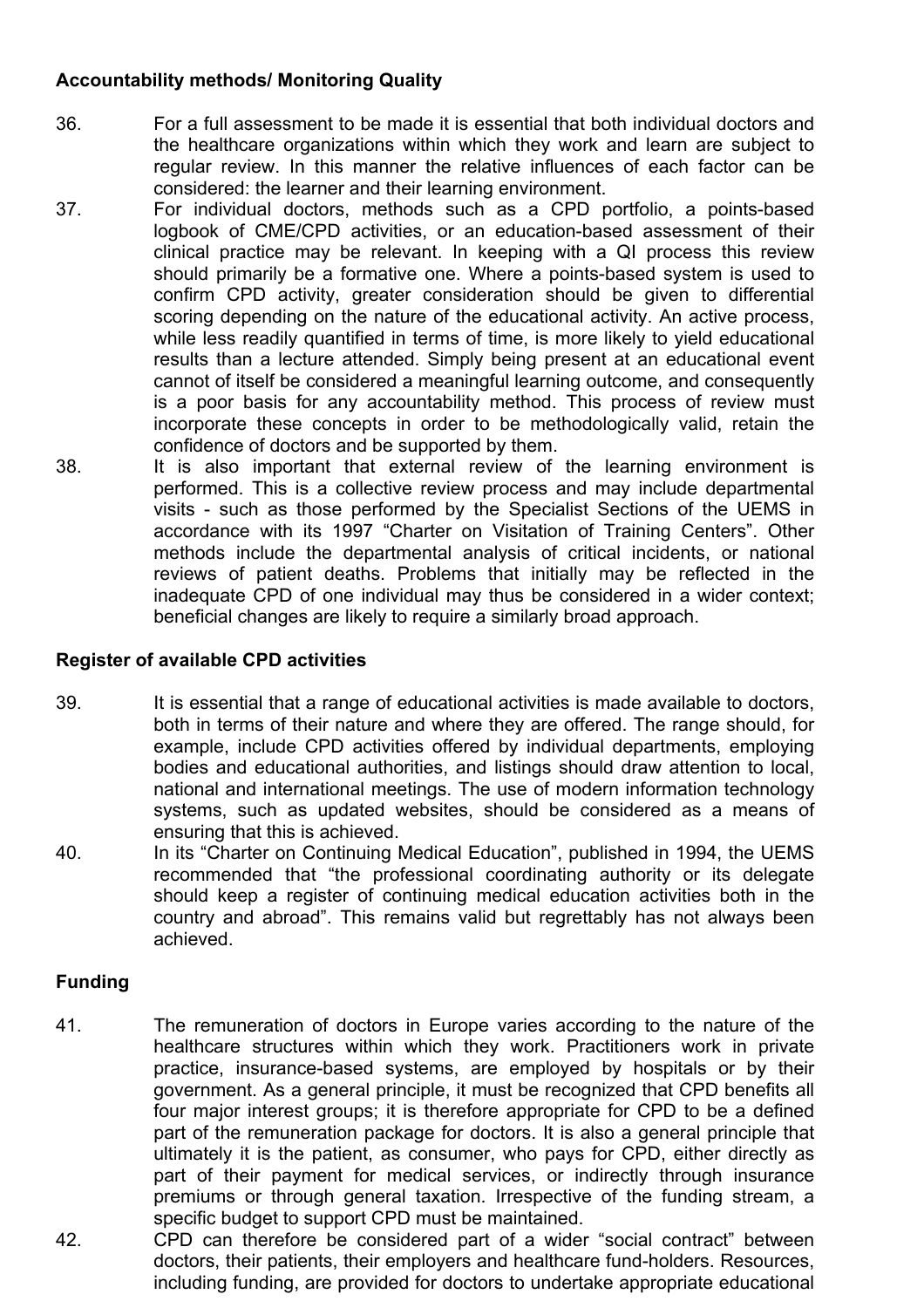**Accountability methods/ Monitoring Quality**

36. For a full assessment to be made it is essential that both individual doctors and the healthcare organizations within which they work and learn are subject to regular review. In this manner the relative influences of each factor can be considered: the learner and their learning environment.

37. For individual doctors, methods such as a CPD portfolio, a points-based logbook of CME/CPD activities, or an education-based assessment of their clinical practice may be relevant. In keeping with a QI process this review should primarily be a formative one. Where a points-based system is used to confirm CPD activity, greater consideration should be given to differential scoring depending on the nature of the educational activity. An active process, while less readily quantified in terms of time, is more likely to yield educational results than a lecture attended. Simply being present at an educational event cannot of itself be considered a meaningful learning outcome, and consequently is a poor basis for any accountability method. This process of review must incorporate these concepts in order to be methodologically valid, retain the confidence of doctors and be supported by them.

38. It is also important that external review of the learning environment is performed. This is a collective review process and may include departmental visits - such as those performed by the Specialist Sections of the UEMS in accordance with its 1997 "Charter on Visitation of Training Centers". Other methods include the departmental analysis of critical incidents, or national reviews of patient deaths. Problems that initially may be reflected in the inadequate CPD of one individual may thus be considered in a wider context; beneficial changes are likely to require a similarly broad approach.

**Register of available CPD activities**

39. It is essential that a range of educational activities is made available to doctors, both in terms of their nature and where they are offered. The range should, for example, include CPD activities offered by individual departments, employing bodies and educational authorities, and listings should draw attention to local, national and international meetings. The use of modern information technology systems, such as updated websites, should be considered as a means of ensuring that this is achieved.

40. In its "Charter on Continuing Medical Education", published in 1994, the UEMS recommended that "the professional coordinating authority or its delegate should keep a register of continuing medical education activities both in the country and abroad". This remains valid but regrettably has not always been achieved.

**Funding**

41. The remuneration of doctors in Europe varies according to the nature of the healthcare structures within which they work. Practitioners work in private practice, insurance-based systems, are employed by hospitals or by their government. As a general principle, it must be recognized that CPD benefits all four major interest groups; it is therefore appropriate for CPD to be a defined part of the remuneration package for doctors. It is also a general principle that ultimately it is the patient, as consumer, who pays for CPD, either directly as part of their payment for medical services, or indirectly through insurance premiums or through general taxation. Irrespective of the funding stream, a specific budget to support CPD must be maintained.

42. CPD can therefore be considered part of a wider "social contract" between doctors, their patients, their employers and healthcare fund-holders. Resources, including funding, are provided for doctors to undertake appropriate educational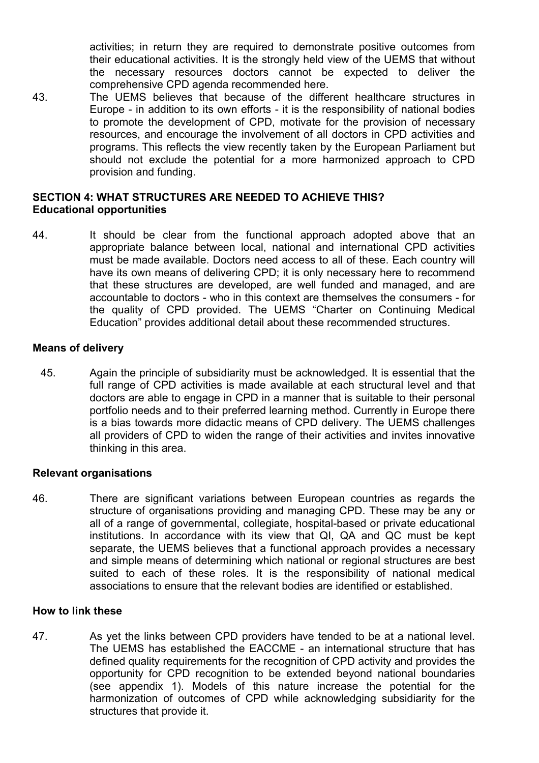activities; in return they are required to demonstrate positive outcomes from their educational activities. It is the strongly held view of the UEMS that without the necessary resources doctors cannot be expected to deliver the comprehensive CPD agenda recommended here.

43. The UEMS believes that because of the different healthcare structures in Europe - in addition to its own efforts - it is the responsibility of national bodies to promote the development of CPD, motivate for the provision of necessary resources, and encourage the involvement of all doctors in CPD activities and programs. This reflects the view recently taken by the European Parliament but should not exclude the potential for a more harmonized approach to CPD provision and funding.

## SECTION 4: WHAT STRUCTURES ARE NEEDED TO ACHIEVE THIS?

### Educational opportunities

44. It should be clear from the functional approach adopted above that an appropriate balance between local, national and international CPD activities must be made available. Doctors need access to all of these. Each country will have its own means of delivering CPD; it is only necessary here to recommend that these structures are developed, are well funded and managed, and are accountable to doctors - who in this context are themselves the consumers - for the quality of CPD provided. The UEMS "Charter on Continuing Medical Education" provides additional detail about these recommended structures.

### Means of delivery

45. Again the principle of subsidiarity must be acknowledged. It is essential that the full range of CPD activities is made available at each structural level and that doctors are able to engage in CPD in a manner that is suitable to their personal portfolio needs and to their preferred learning method. Currently in Europe there is a bias towards more didactic means of CPD delivery. The UEMS challenges all providers of CPD to widen the range of their activities and invites innovative thinking in this area.

### Relevant organisations

46. There are significant variations between European countries as regards the structure of organisations providing and managing CPD. These may be any or all of a range of governmental, collegiate, hospital-based or private educational institutions. In accordance with its view that QI, QA and QC must be kept separate, the UEMS believes that a functional approach provides a necessary and simple means of determining which national or regional structures are best suited to each of these roles. It is the responsibility of national medical associations to ensure that the relevant bodies are identified or established.

### How to link these

47. As yet the links between CPD providers have tended to be at a national level. The UEMS has established the EACCME - an international structure that has defined quality requirements for the recognition of CPD activity and provides the opportunity for CPD recognition to be extended beyond national boundaries (see appendix 1). Models of this nature increase the potential for the harmonization of outcomes of CPD while acknowledging subsidiarity for the structures that provide it.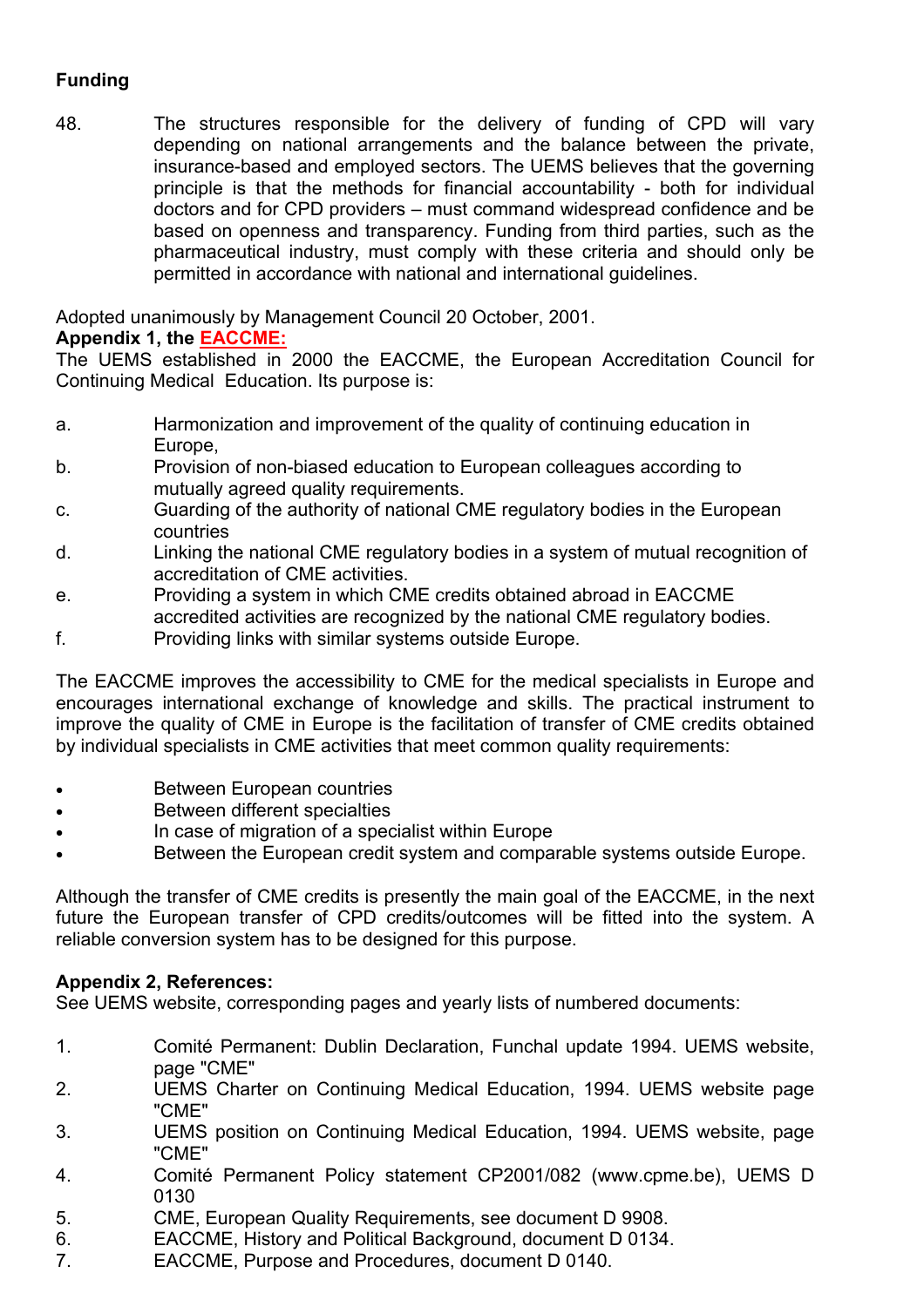**Funding**

48. The structures responsible for the delivery of funding of CPD will vary depending on national arrangements and the balance between the private, insurance-based and employed sectors. The UEMS believes that the governing principle is that the methods for financial accountability - both for individual doctors and for CPD providers – must command widespread confidence and be based on openness and transparency. Funding from third parties, such as the pharmaceutical industry, must comply with these criteria and should only be permitted in accordance with national and international guidelines.

Adopted unanimously by Management Council 20 October, 2001.

**Appendix 1, the EACCME:**

The UEMS established in 2000 the EACCME, the European Accreditation Council for Continuing Medical Education. Its purpose is:

a. Harmonization and improvement of the quality of continuing education in Europe,
b. Provision of non-biased education to European colleagues according to mutually agreed quality requirements.
c. Guarding of the authority of national CME regulatory bodies in the European countries
d. Linking the national CME regulatory bodies in a system of mutual recognition of accreditation of CME activities.
e. Providing a system in which CME credits obtained abroad in EACCME accredited activities are recognized by the national CME regulatory bodies.
f. Providing links with similar systems outside Europe.

The EACCME improves the accessibility to CME for the medical specialists in Europe and encourages international exchange of knowledge and skills. The practical instrument to improve the quality of CME in Europe is the facilitation of transfer of CME credits obtained by individual specialists in CME activities that meet common quality requirements:

- Between European countries
- Between different specialties
- In case of migration of a specialist within Europe
- Between the European credit system and comparable systems outside Europe.

Although the transfer of CME credits is presently the main goal of the EACCME, in the next future the European transfer of CPD credits/outcomes will be fitted into the system. A reliable conversion system has to be designed for this purpose.

**Appendix 2, References:**

See UEMS website, corresponding pages and yearly lists of numbered documents:

1. Comité Permanent: Dublin Declaration, Funchal update 1994. UEMS website, page "CME"
2. UEMS Charter on Continuing Medical Education, 1994. UEMS website page "CME"
3. UEMS position on Continuing Medical Education, 1994. UEMS website, page "CME"
4. Comité Permanent Policy statement CP2001/082 (www.cpme.be), UEMS D 0130
5. CME, European Quality Requirements, see document D 9908.
6. EACCME, History and Political Background, document D 0134.
7. EACCME, Purpose and Procedures, document D 0140.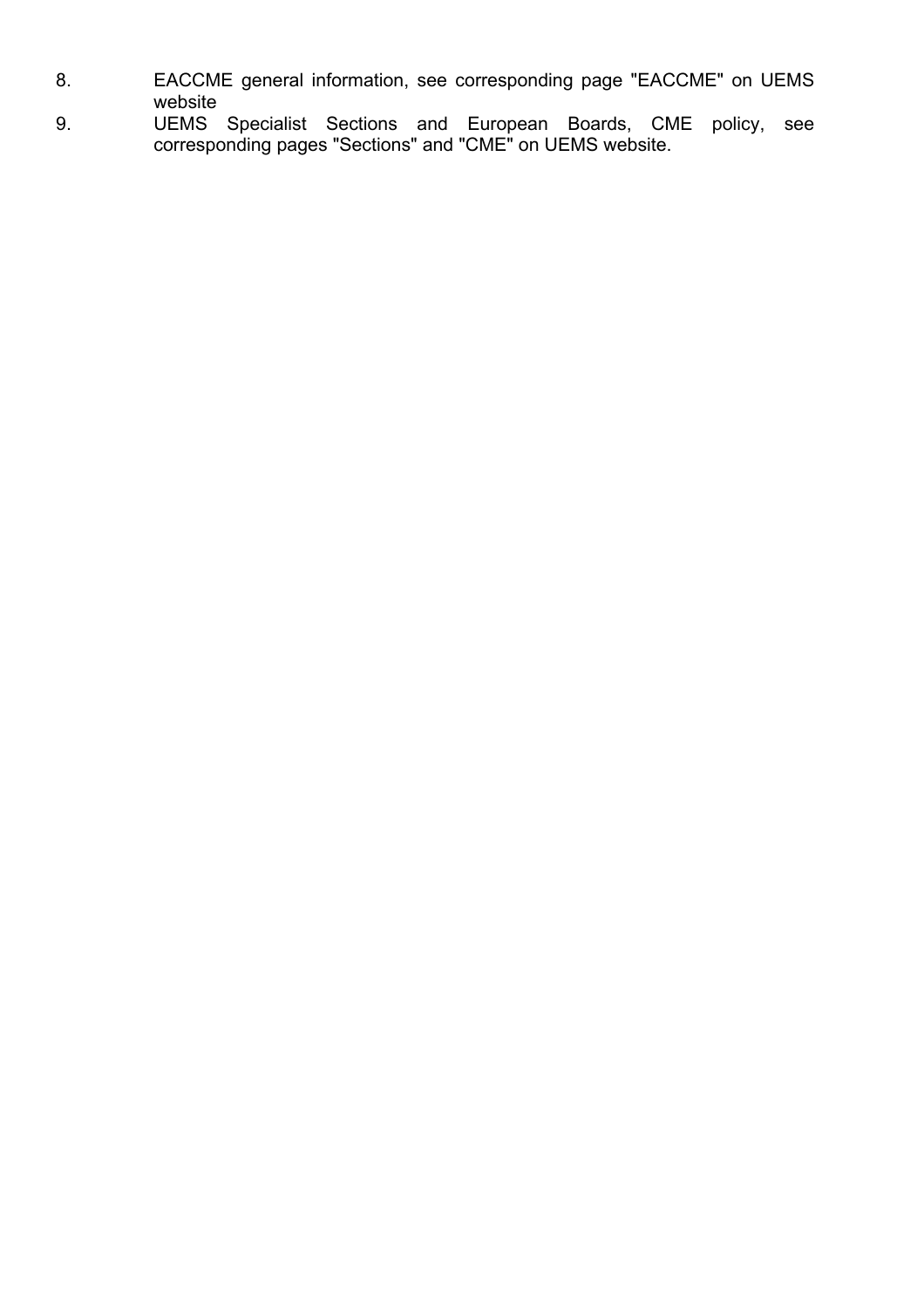8. EACCME general information, see corresponding page "EACCME" on UEMS website
9. UEMS Specialist Sections and European Boards, CME policy, see corresponding pages "Sections" and "CME" on UEMS website.